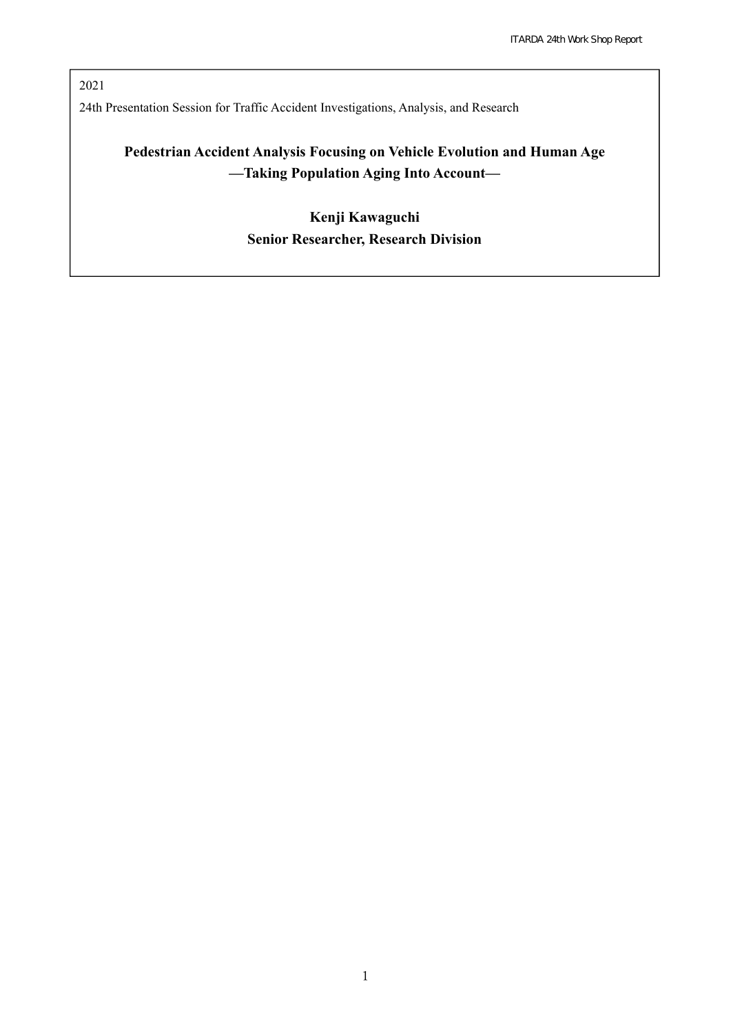2021

24th Presentation Session for Traffic Accident Investigations, Analysis, and Research

# Pedestrian Accident Analysis Focusing on Vehicle Evolution and Human Age —Taking Population Aging Into Account—

**Kenji Kawaguchi**

**Senior Researcher, Research Division**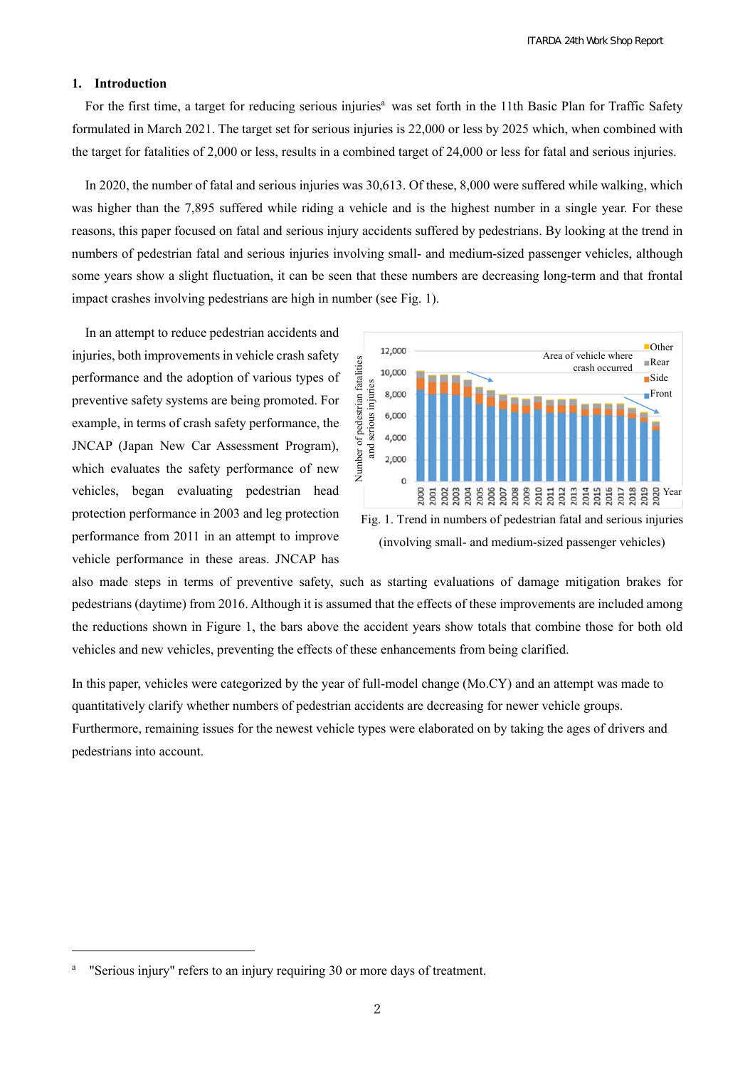## 1. Introduction

For the first time, a target for reducing serious injuries[a] was set forth in the 11th Basic Plan for Traffic Safety formulated in March 2021. The target set for serious injuries is 22,000 or less by 2025 which, when combined with the target for fatalities of 2,000 or less, results in a combined target of 24,000 or less for fatal and serious injuries.

In 2020, the number of fatal and serious injuries was 30,613. Of these, 8,000 were suffered while walking, which was higher than the 7,895 suffered while riding a vehicle and is the highest number in a single year. For these reasons, this paper focused on fatal and serious injury accidents suffered by pedestrians. By looking at the trend in numbers of pedestrian fatal and serious injuries involving small- and medium-sized passenger vehicles, although some years show a slight fluctuation, it can be seen that these numbers are decreasing long-term and that frontal impact crashes involving pedestrians are high in number (see Fig. 1).

In an attempt to reduce pedestrian accidents and injuries, both improvements in vehicle crash safety performance and the adoption of various types of preventive safety systems are being promoted. For example, in terms of crash safety performance, the JNCAP (Japan New Car Assessment Program), which evaluates the safety performance of new vehicles, began evaluating pedestrian head protection performance in 2003 and leg protection performance from 2011 in an attempt to improve vehicle performance in these areas. JNCAP has also made steps in terms of preventive safety, such as starting evaluations of damage mitigation brakes for pedestrians (daytime) from 2016. Although it is assumed that the effects of these improvements are included among the reductions shown in Figure 1, the bars above the accident years show totals that combine those for both old vehicles and new vehicles, preventing the effects of these enhancements from being clarified.

Fig. 1. Trend in numbers of pedestrian fatal and serious injuries (involving small- and medium-sized passenger vehicles)

In this paper, vehicles were categorized by the year of full-model change (Mo.CY) and an attempt was made to quantitatively clarify whether numbers of pedestrian accidents are decreasing for newer vehicle groups. Furthermore, remaining issues for the newest vehicle types were elaborated on by taking the ages of drivers and pedestrians into account.

---

[a] "Serious injury" refers to an injury requiring 30 or more days of treatment.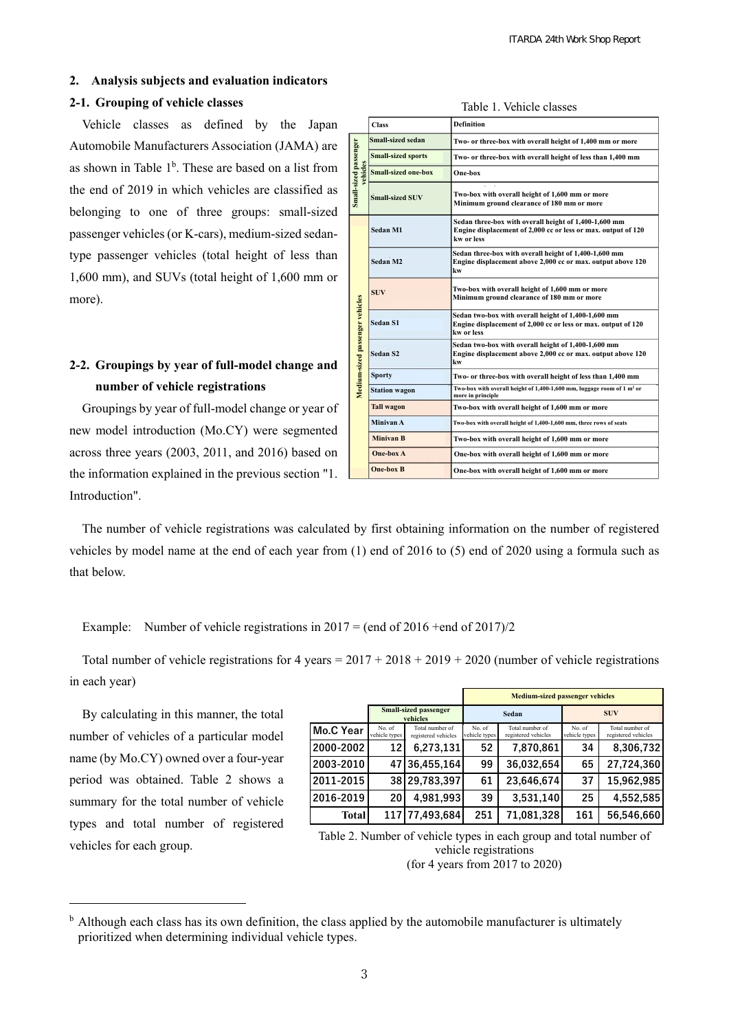## 2. Analysis subjects and evaluation indicators

### 2-1. Grouping of vehicle classes

Vehicle classes as defined by the Japan Automobile Manufacturers Association (JAMA) are as shown in Table 1[b]. These are based on a list from the end of 2019 in which vehicles are classified as belonging to one of three groups: small-sized passenger vehicles (or K-cars), medium-sized sedan-type passenger vehicles (total height of less than 1,600 mm), and SUVs (total height of 1,600 mm or more).

Table 1. Vehicle classes

| | Class | Definition |
|---|---|---|
| Small-sized passenger vehicles | Small-sized sedan | Two- or three-box with overall height of 1,400 mm or more |
| | Small-sized sports | Two- or three-box with overall height of less than 1,400 mm |
| | Small-sized one-box | One-box |
| | Small-sized SUV | Two-box with overall height of 1,600 mm or more<br>Minimum ground clearance of 180 mm or more |
| Medium-sized passenger vehicles | Sedan M1 | Sedan three-box with overall height of 1,400-1,600 mm<br>Engine displacement of 2,000 cc or less or max. output of 120 kw or less |
| | Sedan M2 | Sedan three-box with overall height of 1,400-1,600 mm<br>Engine displacement above 2,000 cc or max. output above 120 kw |
| | SUV | Two-box with overall height of 1,600 mm or more<br>Minimum ground clearance of 180 mm or more |
| | Sedan S1 | Sedan two-box with overall height of 1,400-1,600 mm<br>Engine displacement of 2,000 cc or less or max. output of 120 kw or less |
| | Sedan S2 | Sedan two-box with overall height of 1,400-1,600 mm<br>Engine displacement above 2,000 cc or max. output above 120 kw |
| | Sporty | Two- or three-box with overall height of less than 1,400 mm |
| | Station wagon | Two-box with overall height of 1,400-1,600 mm, luggage room of 1 m² or more in principle |
| | Tall wagon | Two-box with overall height of 1,600 mm or more |
| | Minivan A | Two-box with overall height of 1,400-1,600 mm, three rows of seats |
| | Minivan B | Two-box with overall height of 1,600 mm or more |
| | One-box A | One-box with overall height of 1,600 mm or more |
| | One-box B | One-box with overall height of 1,600 mm or more |

### 2-2. Groupings by year of full-model change and number of vehicle registrations

Groupings by year of full-model change or year of new model introduction (Mo.CY) were segmented across three years (2003, 2011, and 2016) based on the information explained in the previous section "1. Introduction".

The number of vehicle registrations was calculated by first obtaining information on the number of registered vehicles by model name at the end of each year from (1) end of 2016 to (5) end of 2020 using a formula such as that below.

Example: Number of vehicle registrations in 2017 = (end of 2016 +end of 2017)/2

Total number of vehicle registrations for 4 years = 2017 + 2018 + 2019 + 2020 (number of vehicle registrations in each year)

By calculating in this manner, the total number of vehicles of a particular model name (by Mo.CY) owned over a four-year period was obtained. Table 2 shows a summary for the total number of vehicle types and total number of registered vehicles for each group.

| | Small-sized passenger vehicles | | Medium-sized passenger vehicles | | | |
|---|---|---|---|---|---|---|
| | | | Sedan | | SUV | |
| Mo.C Year | No. of vehicle types | Total number of registered vehicles | No. of vehicle types | Total number of registered vehicles | No. of vehicle types | Total number of registered vehicles |
| 2000-2002 | 12 | 6,273,131 | 52 | 7,870,861 | 34 | 8,306,732 |
| 2003-2010 | 47 | 36,455,164 | 99 | 36,032,654 | 65 | 27,724,360 |
| 2011-2015 | 38 | 29,783,397 | 61 | 23,646,674 | 37 | 15,962,985 |
| 2016-2019 | 20 | 4,981,993 | 39 | 3,531,140 | 25 | 4,552,585 |
| Total | 117 | 77,493,684 | 251 | 71,081,328 | 161 | 56,546,660 |

Table 2. Number of vehicle types in each group and total number of vehicle registrations (for 4 years from 2017 to 2020)

[b] Although each class has its own definition, the class applied by the automobile manufacturer is ultimately prioritized when determining individual vehicle types.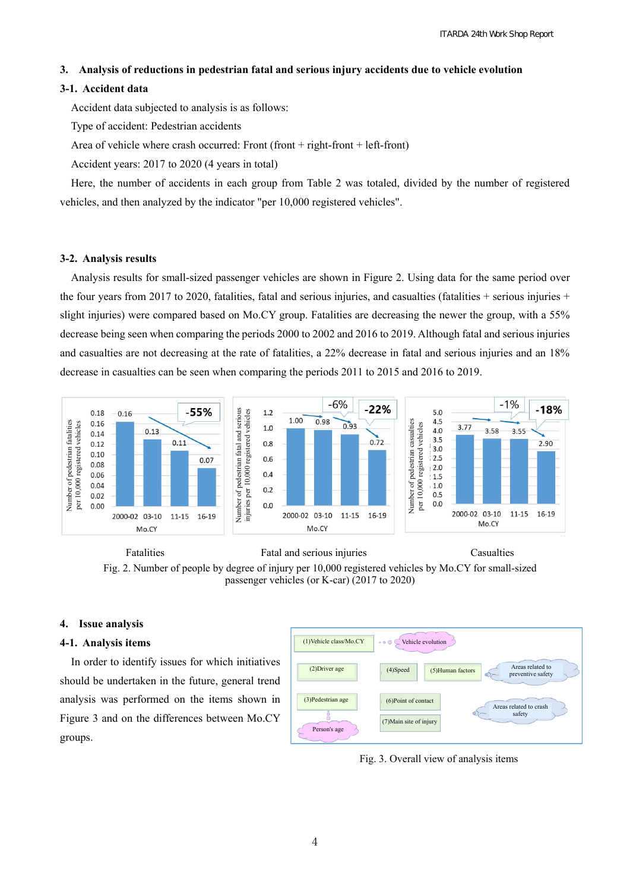## 3. Analysis of reductions in pedestrian fatal and serious injury accidents due to vehicle evolution

### 3-1. Accident data

Accident data subjected to analysis is as follows:

Type of accident: Pedestrian accidents

Area of vehicle where crash occurred: Front (front + right-front + left-front)

Accident years: 2017 to 2020 (4 years in total)

Here, the number of accidents in each group from Table 2 was totaled, divided by the number of registered vehicles, and then analyzed by the indicator "per 10,000 registered vehicles".

### 3-2. Analysis results

Analysis results for small-sized passenger vehicles are shown in Figure 2. Using data for the same period over the four years from 2017 to 2020, fatalities, fatal and serious injuries, and casualties (fatalities + serious injuries + slight injuries) were compared based on Mo.CY group. Fatalities are decreasing the newer the group, with a 55% decrease being seen when comparing the periods 2000 to 2002 and 2016 to 2019. Although fatal and serious injuries and casualties are not decreasing at the rate of fatalities, a 22% decrease in fatal and serious injuries and an 18% decrease in casualties can be seen when comparing the periods 2011 to 2015 and 2016 to 2019.

| Mo.CY | Fatalities | Fatal and serious injuries | Casualties |
|---|---|---|---|
| 2000-02 | 0.16 | 1.00 | 3.77 |
| 03-10 | 0.13 | 0.98 | 3.58 |
| 11-15 | 0.11 | 0.93 | 3.55 |
| 16-19 | 0.07 | 0.72 | 2.90 |
| Change | -55% | -6% / -22% | -1% / -18% |

Fig. 2. Number of people by degree of injury per 10,000 registered vehicles by Mo.CY for small-sized passenger vehicles (or K-car) (2017 to 2020)

## 4. Issue analysis

### 4-1. Analysis items

In order to identify issues for which initiatives should be undertaken in the future, general trend analysis was performed on the items shown in Figure 3 and on the differences between Mo.CY groups.

(1)Vehicle class/Mo.CY — Vehicle evolution
(2)Driver age, (3)Pedestrian age — Person's age
(4)Speed, (5)Human factors — Areas related to preventive safety
(6)Point of contact, (7)Main site of injury — Areas related to crash safety

Fig. 3. Overall view of analysis items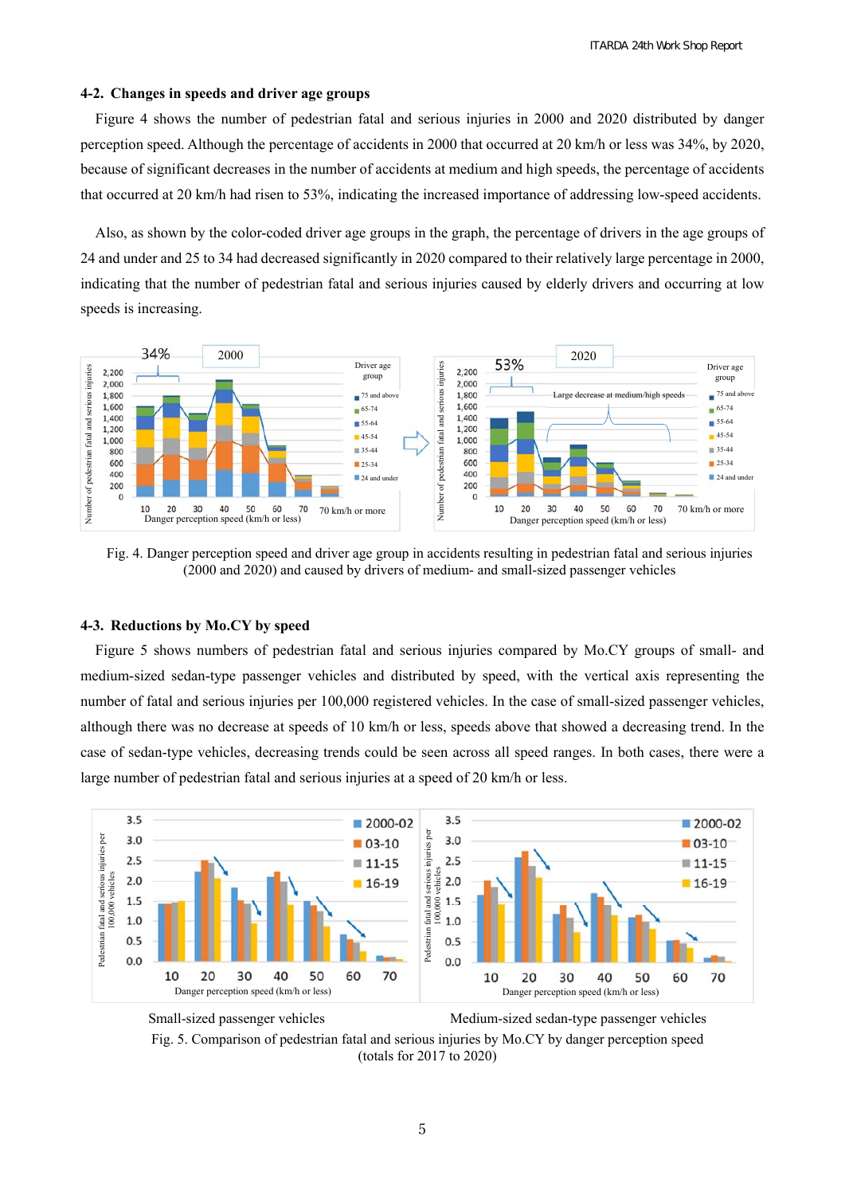## 4-2. Changes in speeds and driver age groups

Figure 4 shows the number of pedestrian fatal and serious injuries in 2000 and 2020 distributed by danger perception speed. Although the percentage of accidents in 2000 that occurred at 20 km/h or less was 34%, by 2020, because of significant decreases in the number of accidents at medium and high speeds, the percentage of accidents that occurred at 20 km/h had risen to 53%, indicating the increased importance of addressing low-speed accidents.

Also, as shown by the color-coded driver age groups in the graph, the percentage of drivers in the age groups of 24 and under and 25 to 34 had decreased significantly in 2020 compared to their relatively large percentage in 2000, indicating that the number of pedestrian fatal and serious injuries caused by elderly drivers and occurring at low speeds is increasing.

Fig. 4. Danger perception speed and driver age group in accidents resulting in pedestrian fatal and serious injuries (2000 and 2020) and caused by drivers of medium- and small-sized passenger vehicles

## 4-3. Reductions by Mo.CY by speed

Figure 5 shows numbers of pedestrian fatal and serious injuries compared by Mo.CY groups of small- and medium-sized sedan-type passenger vehicles and distributed by speed, with the vertical axis representing the number of fatal and serious injuries per 100,000 registered vehicles. In the case of small-sized passenger vehicles, although there was no decrease at speeds of 10 km/h or less, speeds above that showed a decreasing trend. In the case of sedan-type vehicles, decreasing trends could be seen across all speed ranges. In both cases, there were a large number of pedestrian fatal and serious injuries at a speed of 20 km/h or less.

Small-sized passenger vehicles　　　Medium-sized sedan-type passenger vehicles

Fig. 5. Comparison of pedestrian fatal and serious injuries by Mo.CY by danger perception speed (totals for 2017 to 2020)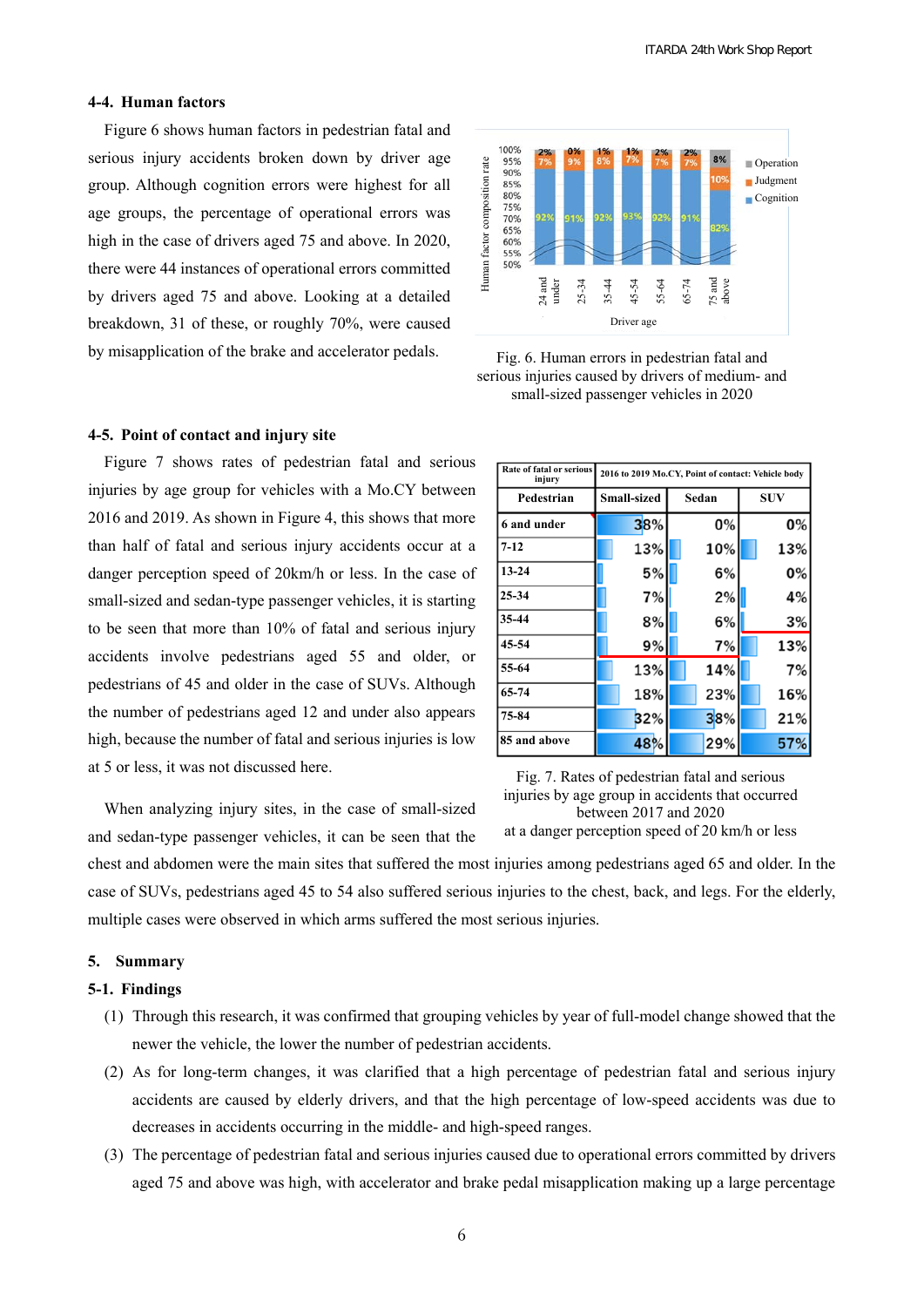### 4-4. Human factors

Figure 6 shows human factors in pedestrian fatal and serious injury accidents broken down by driver age group. Although cognition errors were highest for all age groups, the percentage of operational errors was high in the case of drivers aged 75 and above. In 2020, there were 44 instances of operational errors committed by drivers aged 75 and above. Looking at a detailed breakdown, 31 of these, or roughly 70%, were caused by misapplication of the brake and accelerator pedals.

Fig. 6. Human errors in pedestrian fatal and serious injuries caused by drivers of medium- and small-sized passenger vehicles in 2020

### 4-5. Point of contact and injury site

Figure 7 shows rates of pedestrian fatal and serious injuries by age group for vehicles with a Mo.CY between 2016 and 2019. As shown in Figure 4, this shows that more than half of fatal and serious injury accidents occur at a danger perception speed of 20km/h or less. In the case of small-sized and sedan-type passenger vehicles, it is starting to be seen that more than 10% of fatal and serious injury accidents involve pedestrians aged 55 and older, or pedestrians of 45 and older in the case of SUVs. Although the number of pedestrians aged 12 and under also appears high, because the number of fatal and serious injuries is low at 5 or less, it was not discussed here.

| Rate of fatal or serious injury | 2016 to 2019 Mo.CY, Point of contact: Vehicle body | | |
|---|---|---|---|
| Pedestrian | Small-sized | Sedan | SUV |
| 6 and under | 38% | 0% | 0% |
| 7-12 | 13% | 10% | 13% |
| 13-24 | 5% | 6% | 0% |
| 25-34 | 7% | 2% | 4% |
| 35-44 | 8% | 6% | 3% |
| 45-54 | 9% | 7% | 13% |
| 55-64 | 13% | 14% | 7% |
| 65-74 | 18% | 23% | 16% |
| 75-84 | 32% | 38% | 21% |
| 85 and above | 48% | 29% | 57% |

Fig. 7. Rates of pedestrian fatal and serious injuries by age group in accidents that occurred between 2017 and 2020 at a danger perception speed of 20 km/h or less

When analyzing injury sites, in the case of small-sized and sedan-type passenger vehicles, it can be seen that the chest and abdomen were the main sites that suffered the most injuries among pedestrians aged 65 and older. In the case of SUVs, pedestrians aged 45 to 54 also suffered serious injuries to the chest, back, and legs. For the elderly, multiple cases were observed in which arms suffered the most serious injuries.

## 5. Summary

### 5-1. Findings

(1) Through this research, it was confirmed that grouping vehicles by year of full-model change showed that the newer the vehicle, the lower the number of pedestrian accidents.

(2) As for long-term changes, it was clarified that a high percentage of pedestrian fatal and serious injury accidents are caused by elderly drivers, and that the high percentage of low-speed accidents was due to decreases in accidents occurring in the middle- and high-speed ranges.

(3) The percentage of pedestrian fatal and serious injuries caused due to operational errors committed by drivers aged 75 and above was high, with accelerator and brake pedal misapplication making up a large percentage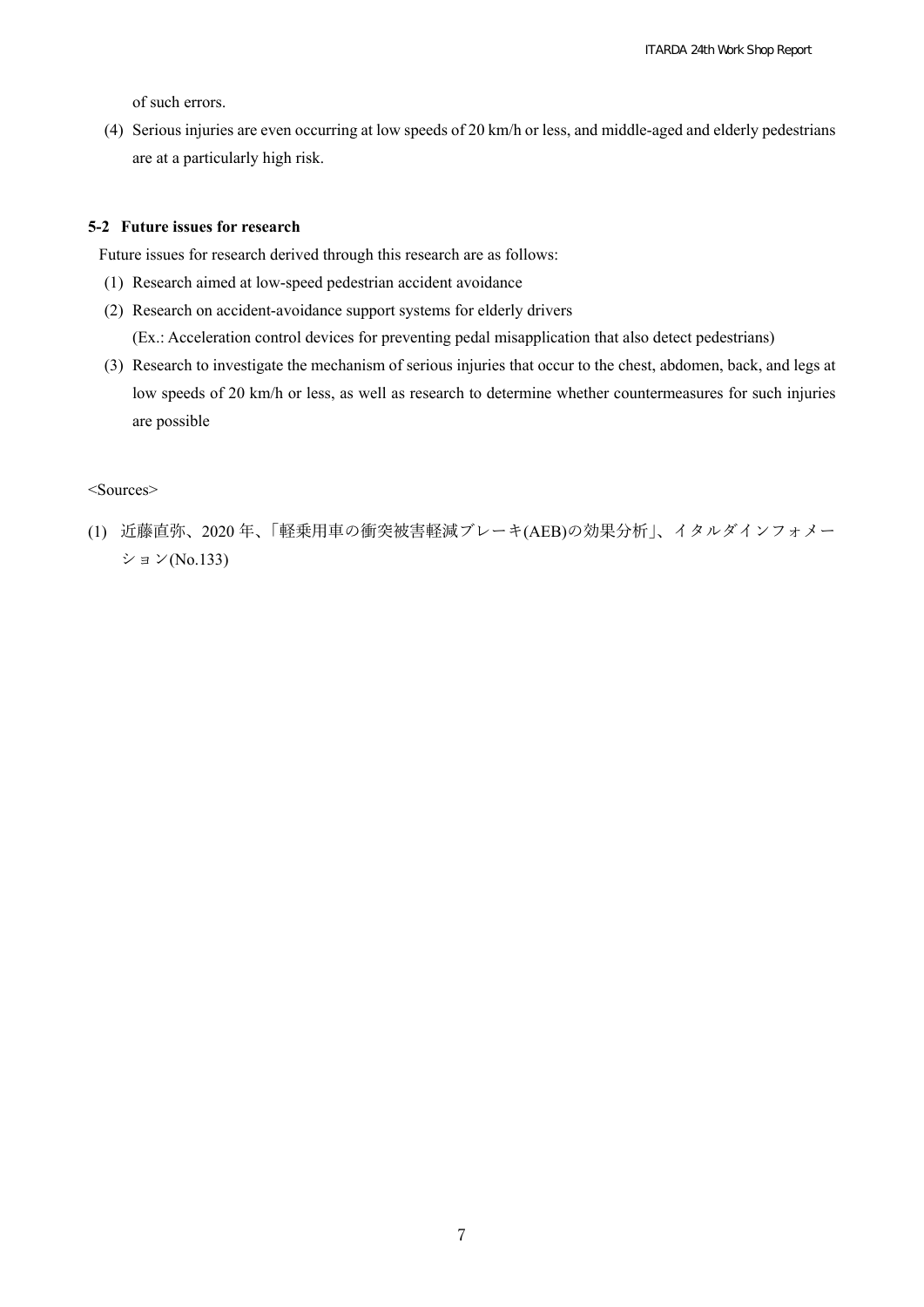of such errors.

(4) Serious injuries are even occurring at low speeds of 20 km/h or less, and middle-aged and elderly pedestrians are at a particularly high risk.

### 5-2 Future issues for research

Future issues for research derived through this research are as follows:

(1) Research aimed at low-speed pedestrian accident avoidance

(2) Research on accident-avoidance support systems for elderly drivers
(Ex.: Acceleration control devices for preventing pedal misapplication that also detect pedestrians)

(3) Research to investigate the mechanism of serious injuries that occur to the chest, abdomen, back, and legs at low speeds of 20 km/h or less, as well as research to determine whether countermeasures for such injuries are possible

<Sources>

(1) 近藤直弥、2020 年、「軽乗用車の衝突被害軽減ブレーキ(AEB)の効果分析」、イタルダインフォメーション(No.133)